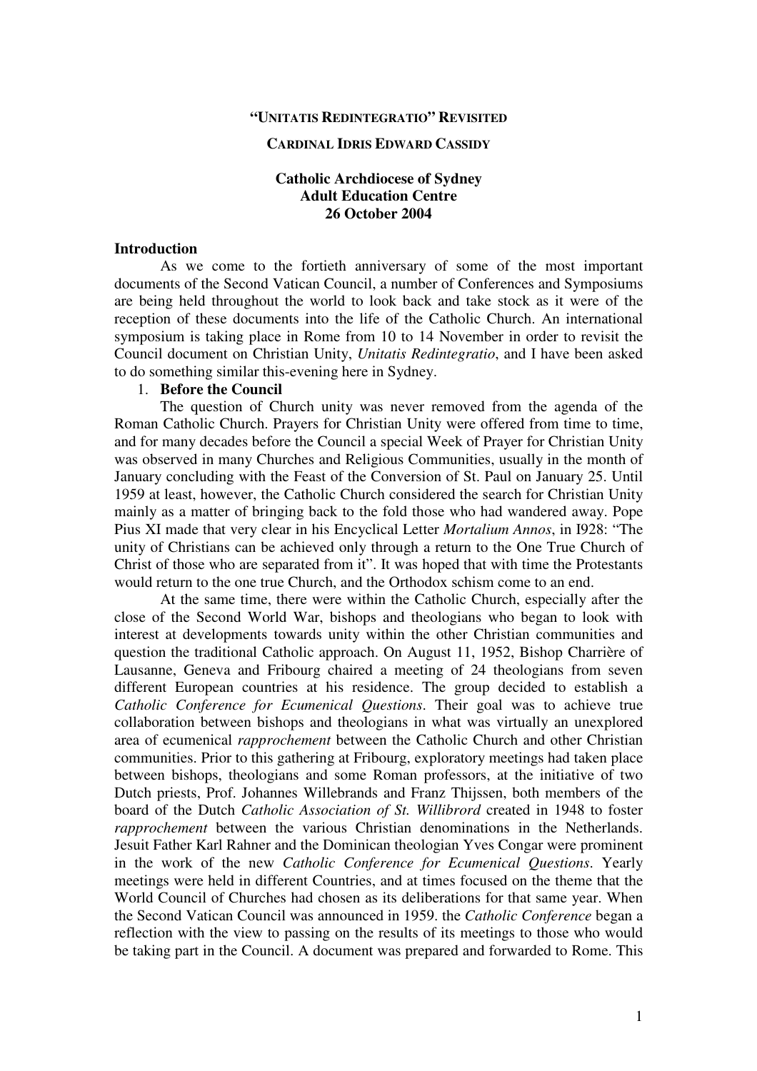# "UNITATIS REDINTEGRATIO" REVISITED

**CARDINAL IDRIS EDWARD CASSIDY**

**Catholic Archdiocese of Sydney**
**Adult Education Centre**
**26 October 2004**

## Introduction

As we come to the fortieth anniversary of some of the most important documents of the Second Vatican Council, a number of Conferences and Symposiums are being held throughout the world to look back and take stock as it were of the reception of these documents into the life of the Catholic Church. An international symposium is taking place in Rome from 10 to 14 November in order to revisit the Council document on Christian Unity, *Unitatis Redintegratio*, and I have been asked to do something similar this-evening here in Sydney.

1. **Before the Council**

The question of Church unity was never removed from the agenda of the Roman Catholic Church. Prayers for Christian Unity were offered from time to time, and for many decades before the Council a special Week of Prayer for Christian Unity was observed in many Churches and Religious Communities, usually in the month of January concluding with the Feast of the Conversion of St. Paul on January 25. Until 1959 at least, however, the Catholic Church considered the search for Christian Unity mainly as a matter of bringing back to the fold those who had wandered away. Pope Pius XI made that very clear in his Encyclical Letter *Mortalium Annos*, in I928: "The unity of Christians can be achieved only through a return to the One True Church of Christ of those who are separated from it". It was hoped that with time the Protestants would return to the one true Church, and the Orthodox schism come to an end.

At the same time, there were within the Catholic Church, especially after the close of the Second World War, bishops and theologians who began to look with interest at developments towards unity within the other Christian communities and question the traditional Catholic approach. On August 11, 1952, Bishop Charrière of Lausanne, Geneva and Fribourg chaired a meeting of 24 theologians from seven different European countries at his residence. The group decided to establish a *Catholic Conference for Ecumenical Questions*. Their goal was to achieve true collaboration between bishops and theologians in what was virtually an unexplored area of ecumenical *rapprochement* between the Catholic Church and other Christian communities. Prior to this gathering at Fribourg, exploratory meetings had taken place between bishops, theologians and some Roman professors, at the initiative of two Dutch priests, Prof. Johannes Willebrands and Franz Thijssen, both members of the board of the Dutch *Catholic Association of St. Willibrord* created in 1948 to foster *rapprochement* between the various Christian denominations in the Netherlands. Jesuit Father Karl Rahner and the Dominican theologian Yves Congar were prominent in the work of the new *Catholic Conference for Ecumenical Questions*. Yearly meetings were held in different Countries, and at times focused on the theme that the World Council of Churches had chosen as its deliberations for that same year. When the Second Vatican Council was announced in 1959. the *Catholic Conference* began a reflection with the view to passing on the results of its meetings to those who would be taking part in the Council. A document was prepared and forwarded to Rome. This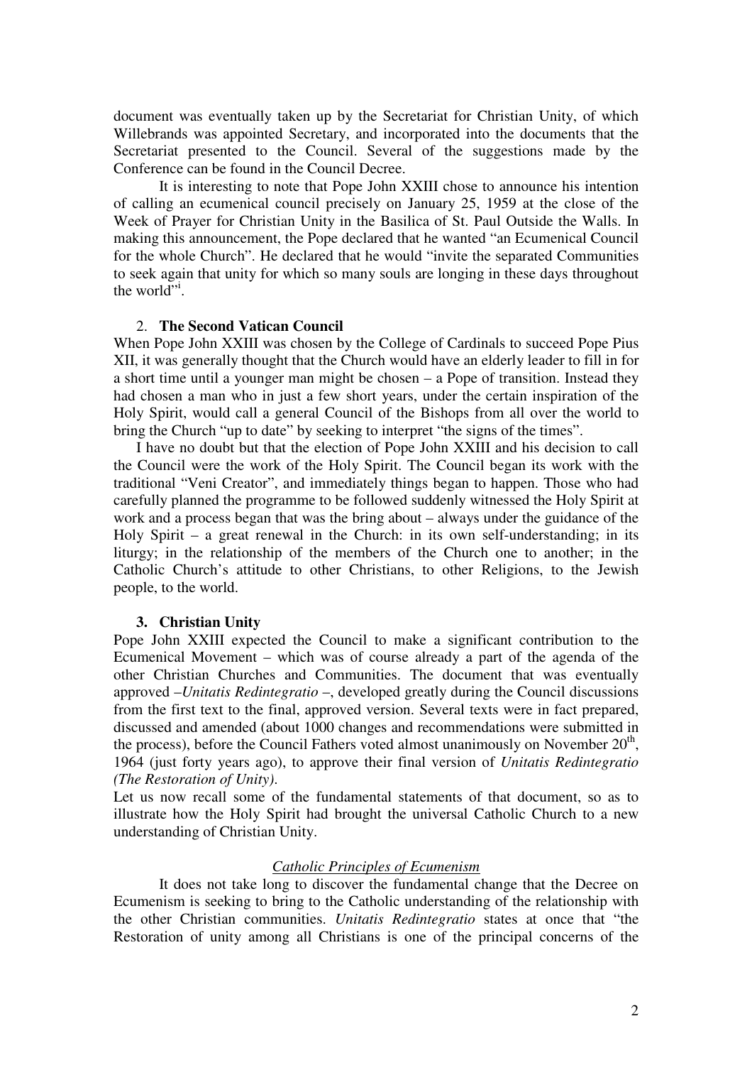document was eventually taken up by the Secretariat for Christian Unity, of which Willebrands was appointed Secretary, and incorporated into the documents that the Secretariat presented to the Council. Several of the suggestions made by the Conference can be found in the Council Decree.

It is interesting to note that Pope John XXIII chose to announce his intention of calling an ecumenical council precisely on January 25, 1959 at the close of the Week of Prayer for Christian Unity in the Basilica of St. Paul Outside the Walls. In making this announcement, the Pope declared that he wanted "an Ecumenical Council for the whole Church". He declared that he would "invite the separated Communities to seek again that unity for which so many souls are longing in these days throughout the world"[i].

## 2. The Second Vatican Council

When Pope John XXIII was chosen by the College of Cardinals to succeed Pope Pius XII, it was generally thought that the Church would have an elderly leader to fill in for a short time until a younger man might be chosen – a Pope of transition. Instead they had chosen a man who in just a few short years, under the certain inspiration of the Holy Spirit, would call a general Council of the Bishops from all over the world to bring the Church "up to date" by seeking to interpret "the signs of the times".

I have no doubt but that the election of Pope John XXIII and his decision to call the Council were the work of the Holy Spirit. The Council began its work with the traditional "Veni Creator", and immediately things began to happen. Those who had carefully planned the programme to be followed suddenly witnessed the Holy Spirit at work and a process began that was the bring about – always under the guidance of the Holy Spirit – a great renewal in the Church: in its own self-understanding; in its liturgy; in the relationship of the members of the Church one to another; in the Catholic Church's attitude to other Christians, to other Religions, to the Jewish people, to the world.

## 3. Christian Unity

Pope John XXIII expected the Council to make a significant contribution to the Ecumenical Movement – which was of course already a part of the agenda of the other Christian Churches and Communities. The document that was eventually approved –*Unitatis Redintegratio* –, developed greatly during the Council discussions from the first text to the final, approved version. Several texts were in fact prepared, discussed and amended (about 1000 changes and recommendations were submitted in the process), before the Council Fathers voted almost unanimously on November 20th, 1964 (just forty years ago), to approve their final version of *Unitatis Redintegratio (The Restoration of Unity)*.

Let us now recall some of the fundamental statements of that document, so as to illustrate how the Holy Spirit had brought the universal Catholic Church to a new understanding of Christian Unity.

### *Catholic Principles of Ecumenism*

It does not take long to discover the fundamental change that the Decree on Ecumenism is seeking to bring to the Catholic understanding of the relationship with the other Christian communities. *Unitatis Redintegratio* states at once that "the Restoration of unity among all Christians is one of the principal concerns of the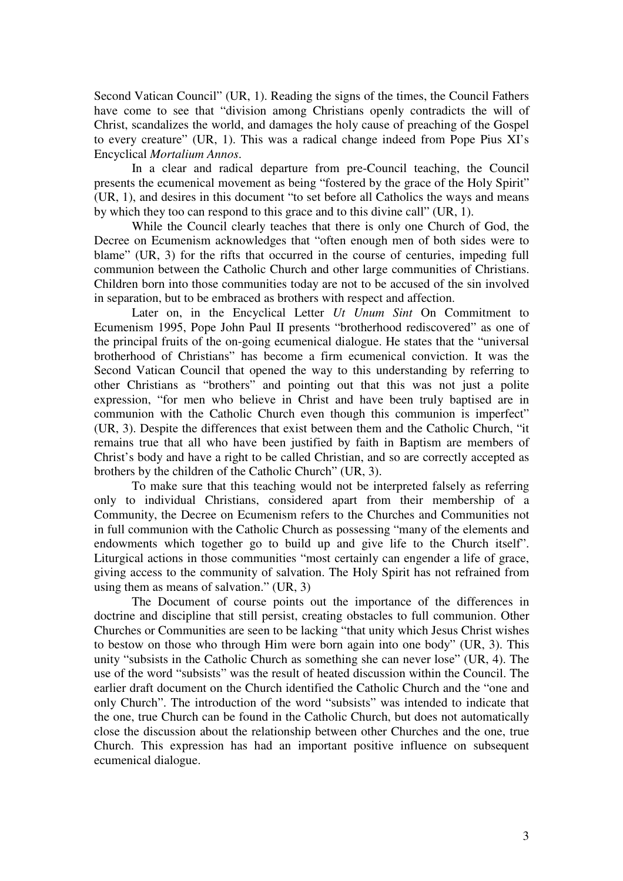Second Vatican Council" (UR, 1). Reading the signs of the times, the Council Fathers have come to see that "division among Christians openly contradicts the will of Christ, scandalizes the world, and damages the holy cause of preaching of the Gospel to every creature" (UR, 1). This was a radical change indeed from Pope Pius XI's Encyclical *Mortalium Annos*.

In a clear and radical departure from pre-Council teaching, the Council presents the ecumenical movement as being "fostered by the grace of the Holy Spirit" (UR, 1), and desires in this document "to set before all Catholics the ways and means by which they too can respond to this grace and to this divine call" (UR, 1).

While the Council clearly teaches that there is only one Church of God, the Decree on Ecumenism acknowledges that "often enough men of both sides were to blame" (UR, 3) for the rifts that occurred in the course of centuries, impeding full communion between the Catholic Church and other large communities of Christians. Children born into those communities today are not to be accused of the sin involved in separation, but to be embraced as brothers with respect and affection.

Later on, in the Encyclical Letter *Ut Unum Sint* On Commitment to Ecumenism 1995, Pope John Paul II presents "brotherhood rediscovered" as one of the principal fruits of the on-going ecumenical dialogue. He states that the "universal brotherhood of Christians" has become a firm ecumenical conviction. It was the Second Vatican Council that opened the way to this understanding by referring to other Christians as "brothers" and pointing out that this was not just a polite expression, "for men who believe in Christ and have been truly baptised are in communion with the Catholic Church even though this communion is imperfect" (UR, 3). Despite the differences that exist between them and the Catholic Church, "it remains true that all who have been justified by faith in Baptism are members of Christ's body and have a right to be called Christian, and so are correctly accepted as brothers by the children of the Catholic Church" (UR, 3).

To make sure that this teaching would not be interpreted falsely as referring only to individual Christians, considered apart from their membership of a Community, the Decree on Ecumenism refers to the Churches and Communities not in full communion with the Catholic Church as possessing "many of the elements and endowments which together go to build up and give life to the Church itself". Liturgical actions in those communities "most certainly can engender a life of grace, giving access to the community of salvation. The Holy Spirit has not refrained from using them as means of salvation." (UR, 3)

The Document of course points out the importance of the differences in doctrine and discipline that still persist, creating obstacles to full communion. Other Churches or Communities are seen to be lacking "that unity which Jesus Christ wishes to bestow on those who through Him were born again into one body" (UR, 3). This unity "subsists in the Catholic Church as something she can never lose" (UR, 4). The use of the word "subsists" was the result of heated discussion within the Council. The earlier draft document on the Church identified the Catholic Church and the "one and only Church". The introduction of the word "subsists" was intended to indicate that the one, true Church can be found in the Catholic Church, but does not automatically close the discussion about the relationship between other Churches and the one, true Church. This expression has had an important positive influence on subsequent ecumenical dialogue.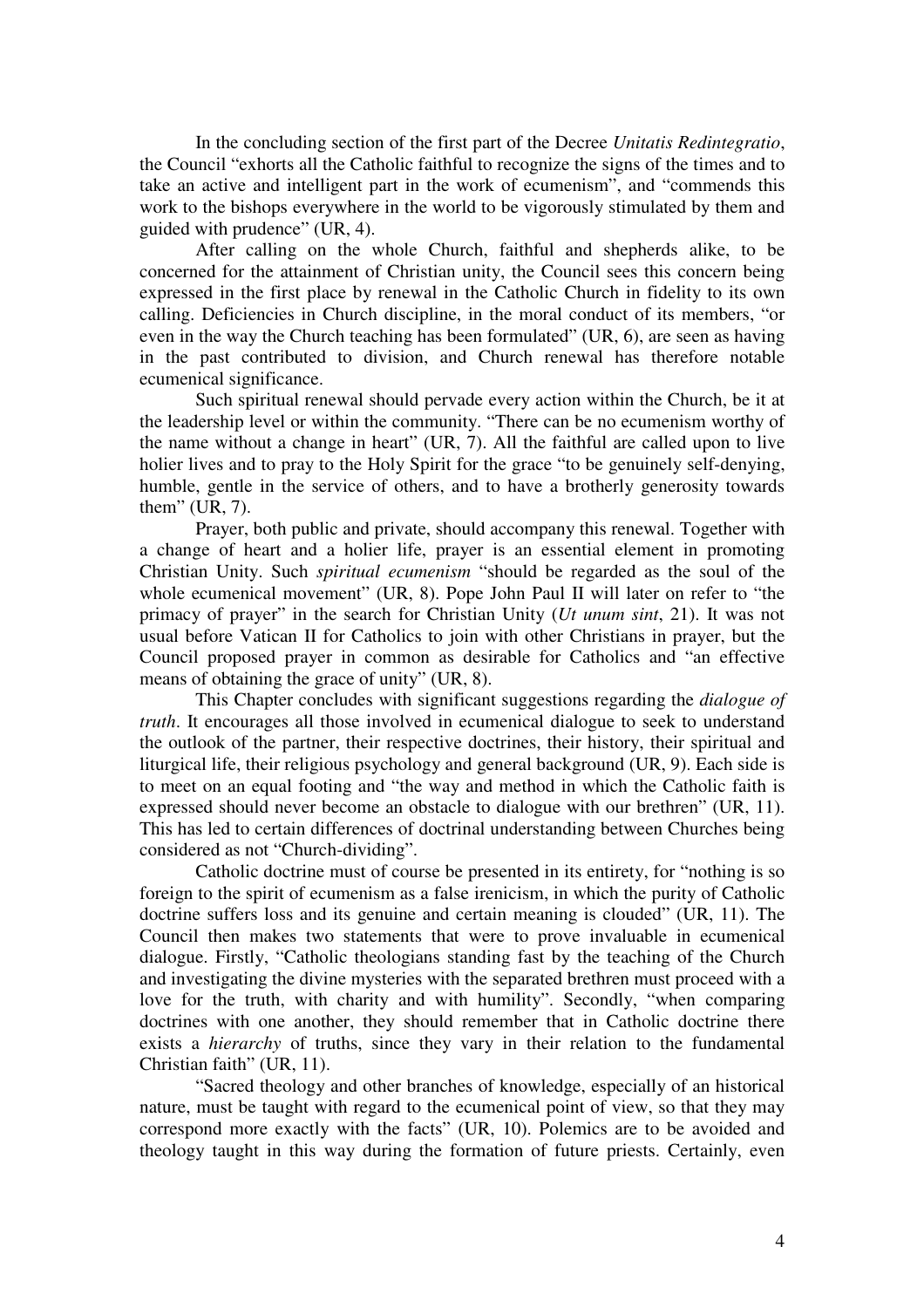In the concluding section of the first part of the Decree *Unitatis Redintegratio*, the Council "exhorts all the Catholic faithful to recognize the signs of the times and to take an active and intelligent part in the work of ecumenism", and "commends this work to the bishops everywhere in the world to be vigorously stimulated by them and guided with prudence" (UR, 4).

After calling on the whole Church, faithful and shepherds alike, to be concerned for the attainment of Christian unity, the Council sees this concern being expressed in the first place by renewal in the Catholic Church in fidelity to its own calling. Deficiencies in Church discipline, in the moral conduct of its members, "or even in the way the Church teaching has been formulated" (UR, 6), are seen as having in the past contributed to division, and Church renewal has therefore notable ecumenical significance.

Such spiritual renewal should pervade every action within the Church, be it at the leadership level or within the community. "There can be no ecumenism worthy of the name without a change in heart" (UR, 7). All the faithful are called upon to live holier lives and to pray to the Holy Spirit for the grace "to be genuinely self-denying, humble, gentle in the service of others, and to have a brotherly generosity towards them" (UR, 7).

Prayer, both public and private, should accompany this renewal. Together with a change of heart and a holier life, prayer is an essential element in promoting Christian Unity. Such *spiritual ecumenism* "should be regarded as the soul of the whole ecumenical movement" (UR, 8). Pope John Paul II will later on refer to "the primacy of prayer" in the search for Christian Unity (*Ut unum sint*, 21). It was not usual before Vatican II for Catholics to join with other Christians in prayer, but the Council proposed prayer in common as desirable for Catholics and "an effective means of obtaining the grace of unity" (UR, 8).

This Chapter concludes with significant suggestions regarding the *dialogue of truth*. It encourages all those involved in ecumenical dialogue to seek to understand the outlook of the partner, their respective doctrines, their history, their spiritual and liturgical life, their religious psychology and general background (UR, 9). Each side is to meet on an equal footing and "the way and method in which the Catholic faith is expressed should never become an obstacle to dialogue with our brethren" (UR, 11). This has led to certain differences of doctrinal understanding between Churches being considered as not "Church-dividing".

Catholic doctrine must of course be presented in its entirety, for "nothing is so foreign to the spirit of ecumenism as a false irenicism, in which the purity of Catholic doctrine suffers loss and its genuine and certain meaning is clouded" (UR, 11). The Council then makes two statements that were to prove invaluable in ecumenical dialogue. Firstly, "Catholic theologians standing fast by the teaching of the Church and investigating the divine mysteries with the separated brethren must proceed with a love for the truth, with charity and with humility". Secondly, "when comparing doctrines with one another, they should remember that in Catholic doctrine there exists a *hierarchy* of truths, since they vary in their relation to the fundamental Christian faith" (UR, 11).

"Sacred theology and other branches of knowledge, especially of an historical nature, must be taught with regard to the ecumenical point of view, so that they may correspond more exactly with the facts" (UR, 10). Polemics are to be avoided and theology taught in this way during the formation of future priests. Certainly, even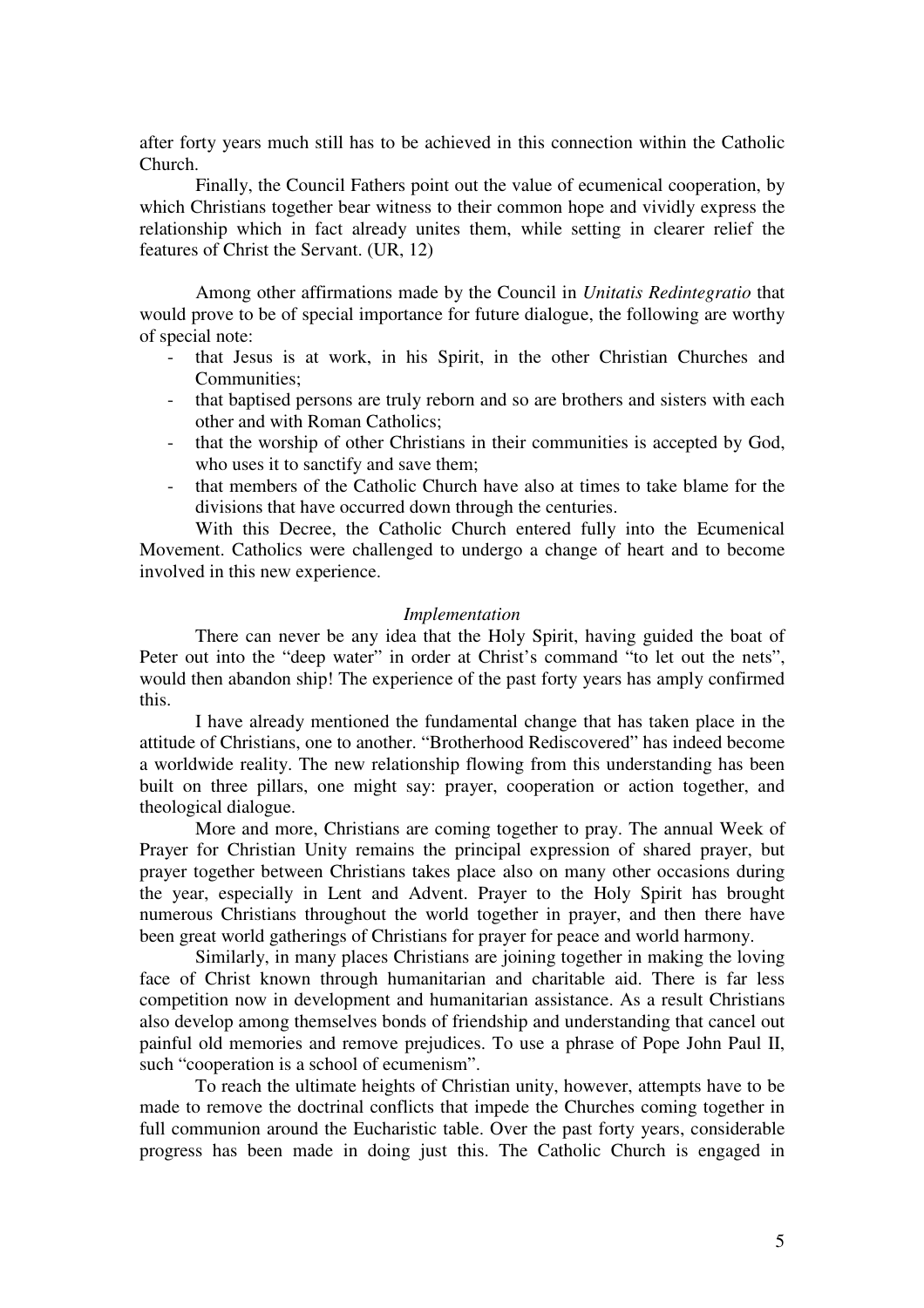after forty years much still has to be achieved in this connection within the Catholic Church.

Finally, the Council Fathers point out the value of ecumenical cooperation, by which Christians together bear witness to their common hope and vividly express the relationship which in fact already unites them, while setting in clearer relief the features of Christ the Servant. (UR, 12)

Among other affirmations made by the Council in *Unitatis Redintegratio* that would prove to be of special importance for future dialogue, the following are worthy of special note:

- that Jesus is at work, in his Spirit, in the other Christian Churches and Communities;
- that baptised persons are truly reborn and so are brothers and sisters with each other and with Roman Catholics;
- that the worship of other Christians in their communities is accepted by God, who uses it to sanctify and save them;
- that members of the Catholic Church have also at times to take blame for the divisions that have occurred down through the centuries.

With this Decree, the Catholic Church entered fully into the Ecumenical Movement. Catholics were challenged to undergo a change of heart and to become involved in this new experience.

*Implementation*

There can never be any idea that the Holy Spirit, having guided the boat of Peter out into the "deep water" in order at Christ's command "to let out the nets", would then abandon ship! The experience of the past forty years has amply confirmed this.

I have already mentioned the fundamental change that has taken place in the attitude of Christians, one to another. "Brotherhood Rediscovered" has indeed become a worldwide reality. The new relationship flowing from this understanding has been built on three pillars, one might say: prayer, cooperation or action together, and theological dialogue.

More and more, Christians are coming together to pray. The annual Week of Prayer for Christian Unity remains the principal expression of shared prayer, but prayer together between Christians takes place also on many other occasions during the year, especially in Lent and Advent. Prayer to the Holy Spirit has brought numerous Christians throughout the world together in prayer, and then there have been great world gatherings of Christians for prayer for peace and world harmony.

Similarly, in many places Christians are joining together in making the loving face of Christ known through humanitarian and charitable aid. There is far less competition now in development and humanitarian assistance. As a result Christians also develop among themselves bonds of friendship and understanding that cancel out painful old memories and remove prejudices. To use a phrase of Pope John Paul II, such "cooperation is a school of ecumenism".

To reach the ultimate heights of Christian unity, however, attempts have to be made to remove the doctrinal conflicts that impede the Churches coming together in full communion around the Eucharistic table. Over the past forty years, considerable progress has been made in doing just this. The Catholic Church is engaged in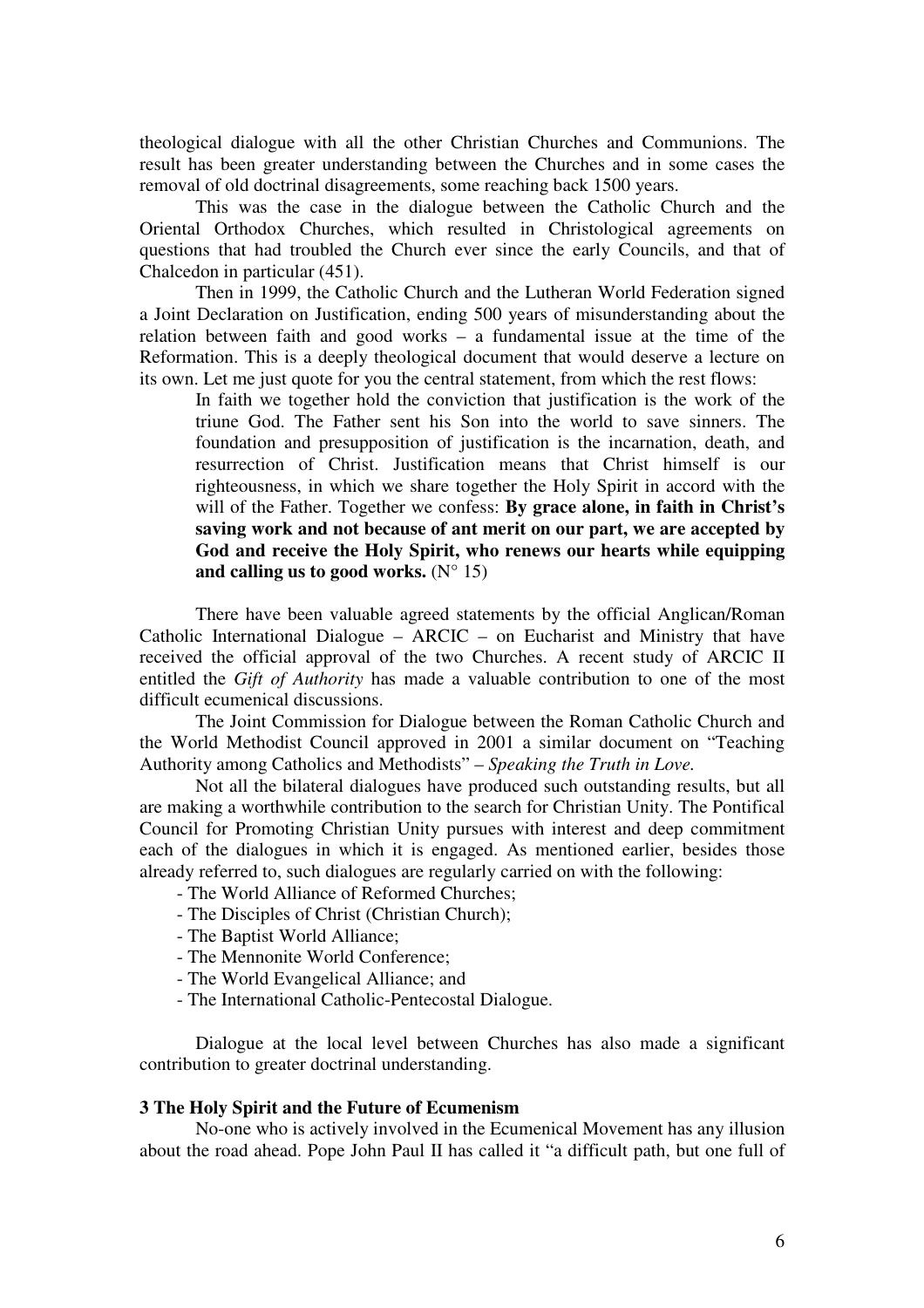theological dialogue with all the other Christian Churches and Communions. The result has been greater understanding between the Churches and in some cases the removal of old doctrinal disagreements, some reaching back 1500 years.

This was the case in the dialogue between the Catholic Church and the Oriental Orthodox Churches, which resulted in Christological agreements on questions that had troubled the Church ever since the early Councils, and that of Chalcedon in particular (451).

Then in 1999, the Catholic Church and the Lutheran World Federation signed a Joint Declaration on Justification, ending 500 years of misunderstanding about the relation between faith and good works – a fundamental issue at the time of the Reformation. This is a deeply theological document that would deserve a lecture on its own. Let me just quote for you the central statement, from which the rest flows:

> In faith we together hold the conviction that justification is the work of the triune God. The Father sent his Son into the world to save sinners. The foundation and presupposition of justification is the incarnation, death, and resurrection of Christ. Justification means that Christ himself is our righteousness, in which we share together the Holy Spirit in accord with the will of the Father. Together we confess: **By grace alone, in faith in Christ's saving work and not because of ant merit on our part, we are accepted by God and receive the Holy Spirit, who renews our hearts while equipping and calling us to good works.** (N° 15)

There have been valuable agreed statements by the official Anglican/Roman Catholic International Dialogue – ARCIC – on Eucharist and Ministry that have received the official approval of the two Churches. A recent study of ARCIC II entitled the *Gift of Authority* has made a valuable contribution to one of the most difficult ecumenical discussions.

The Joint Commission for Dialogue between the Roman Catholic Church and the World Methodist Council approved in 2001 a similar document on "Teaching Authority among Catholics and Methodists" – *Speaking the Truth in Love.*

Not all the bilateral dialogues have produced such outstanding results, but all are making a worthwhile contribution to the search for Christian Unity. The Pontifical Council for Promoting Christian Unity pursues with interest and deep commitment each of the dialogues in which it is engaged. As mentioned earlier, besides those already referred to, such dialogues are regularly carried on with the following:

- The World Alliance of Reformed Churches;
- The Disciples of Christ (Christian Church);
- The Baptist World Alliance;
- The Mennonite World Conference;
- The World Evangelical Alliance; and
- The International Catholic-Pentecostal Dialogue.

Dialogue at the local level between Churches has also made a significant contribution to greater doctrinal understanding.

### 3 The Holy Spirit and the Future of Ecumenism

No-one who is actively involved in the Ecumenical Movement has any illusion about the road ahead. Pope John Paul II has called it "a difficult path, but one full of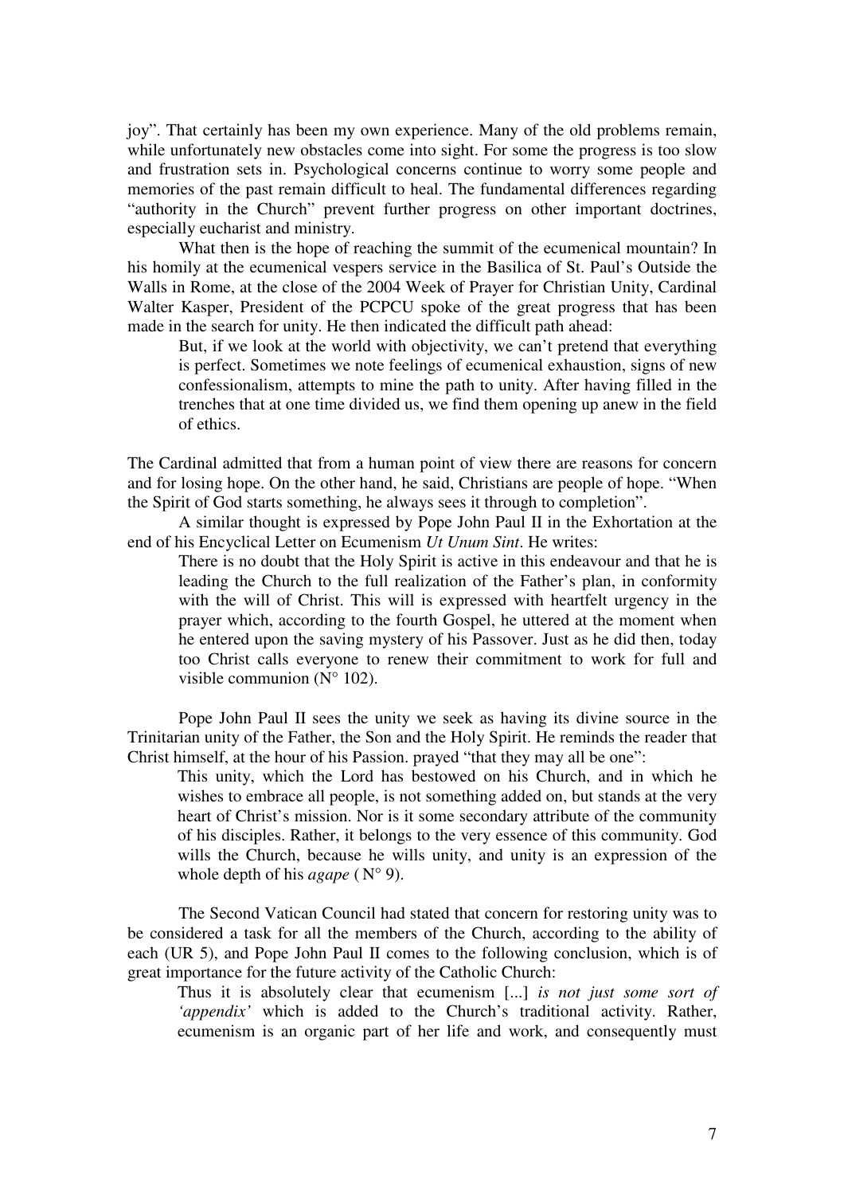joy". That certainly has been my own experience. Many of the old problems remain, while unfortunately new obstacles come into sight. For some the progress is too slow and frustration sets in. Psychological concerns continue to worry some people and memories of the past remain difficult to heal. The fundamental differences regarding "authority in the Church" prevent further progress on other important doctrines, especially eucharist and ministry.

What then is the hope of reaching the summit of the ecumenical mountain? In his homily at the ecumenical vespers service in the Basilica of St. Paul's Outside the Walls in Rome, at the close of the 2004 Week of Prayer for Christian Unity, Cardinal Walter Kasper, President of the PCPCU spoke of the great progress that has been made in the search for unity. He then indicated the difficult path ahead:

> But, if we look at the world with objectivity, we can't pretend that everything is perfect. Sometimes we note feelings of ecumenical exhaustion, signs of new confessionalism, attempts to mine the path to unity. After having filled in the trenches that at one time divided us, we find them opening up anew in the field of ethics.

The Cardinal admitted that from a human point of view there are reasons for concern and for losing hope. On the other hand, he said, Christians are people of hope. "When the Spirit of God starts something, he always sees it through to completion".

A similar thought is expressed by Pope John Paul II in the Exhortation at the end of his Encyclical Letter on Ecumenism *Ut Unum Sint*. He writes:

> There is no doubt that the Holy Spirit is active in this endeavour and that he is leading the Church to the full realization of the Father's plan, in conformity with the will of Christ. This will is expressed with heartfelt urgency in the prayer which, according to the fourth Gospel, he uttered at the moment when he entered upon the saving mystery of his Passover. Just as he did then, today too Christ calls everyone to renew their commitment to work for full and visible communion (N° 102).

Pope John Paul II sees the unity we seek as having its divine source in the Trinitarian unity of the Father, the Son and the Holy Spirit. He reminds the reader that Christ himself, at the hour of his Passion. prayed "that they may all be one":

> This unity, which the Lord has bestowed on his Church, and in which he wishes to embrace all people, is not something added on, but stands at the very heart of Christ's mission. Nor is it some secondary attribute of the community of his disciples. Rather, it belongs to the very essence of this community. God wills the Church, because he wills unity, and unity is an expression of the whole depth of his *agape* ( N° 9).

The Second Vatican Council had stated that concern for restoring unity was to be considered a task for all the members of the Church, according to the ability of each (UR 5), and Pope John Paul II comes to the following conclusion, which is of great importance for the future activity of the Catholic Church:

> Thus it is absolutely clear that ecumenism [...] *is not just some sort of 'appendix'* which is added to the Church's traditional activity. Rather, ecumenism is an organic part of her life and work, and consequently must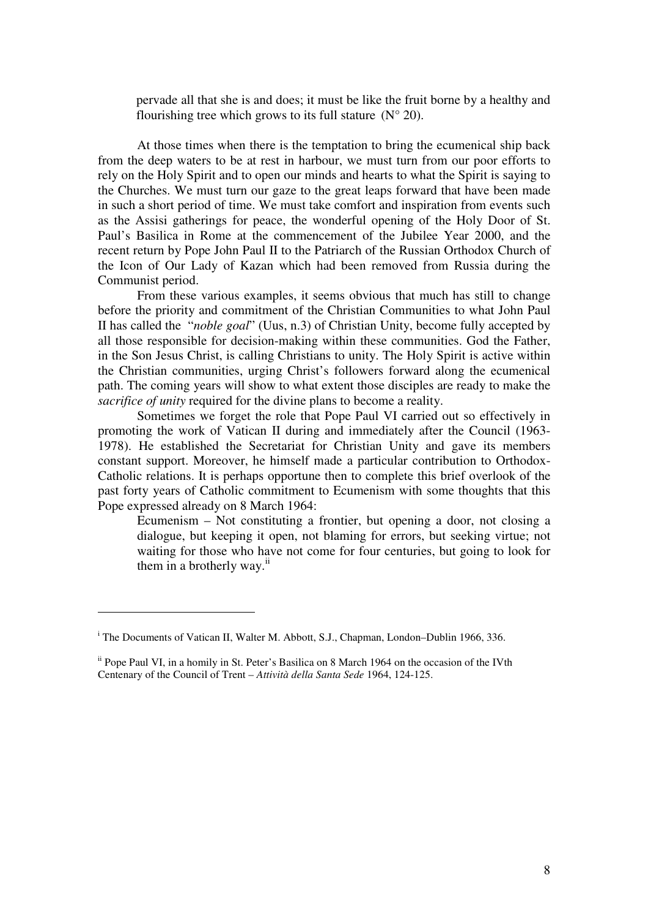pervade all that she is and does; it must be like the fruit borne by a healthy and flourishing tree which grows to its full stature (N° 20).

At those times when there is the temptation to bring the ecumenical ship back from the deep waters to be at rest in harbour, we must turn from our poor efforts to rely on the Holy Spirit and to open our minds and hearts to what the Spirit is saying to the Churches. We must turn our gaze to the great leaps forward that have been made in such a short period of time. We must take comfort and inspiration from events such as the Assisi gatherings for peace, the wonderful opening of the Holy Door of St. Paul's Basilica in Rome at the commencement of the Jubilee Year 2000, and the recent return by Pope John Paul II to the Patriarch of the Russian Orthodox Church of the Icon of Our Lady of Kazan which had been removed from Russia during the Communist period.

From these various examples, it seems obvious that much has still to change before the priority and commitment of the Christian Communities to what John Paul II has called the "*noble goal*" (Uus, n.3) of Christian Unity, become fully accepted by all those responsible for decision-making within these communities. God the Father, in the Son Jesus Christ, is calling Christians to unity. The Holy Spirit is active within the Christian communities, urging Christ's followers forward along the ecumenical path. The coming years will show to what extent those disciples are ready to make the *sacrifice of unity* required for the divine plans to become a reality.

Sometimes we forget the role that Pope Paul VI carried out so effectively in promoting the work of Vatican II during and immediately after the Council (1963-1978). He established the Secretariat for Christian Unity and gave its members constant support. Moreover, he himself made a particular contribution to Orthodox-Catholic relations. It is perhaps opportune then to complete this brief overlook of the past forty years of Catholic commitment to Ecumenism with some thoughts that this Pope expressed already on 8 March 1964:

> Ecumenism – Not constituting a frontier, but opening a door, not closing a dialogue, but keeping it open, not blaming for errors, but seeking virtue; not waiting for those who have not come for four centuries, but going to look for them in a brotherly way.[ii]

---

[i] The Documents of Vatican II, Walter M. Abbott, S.J., Chapman, London–Dublin 1966, 336.

[ii] Pope Paul VI, in a homily in St. Peter's Basilica on 8 March 1964 on the occasion of the IVth Centenary of the Council of Trent – *Attività della Santa Sede* 1964, 124-125.